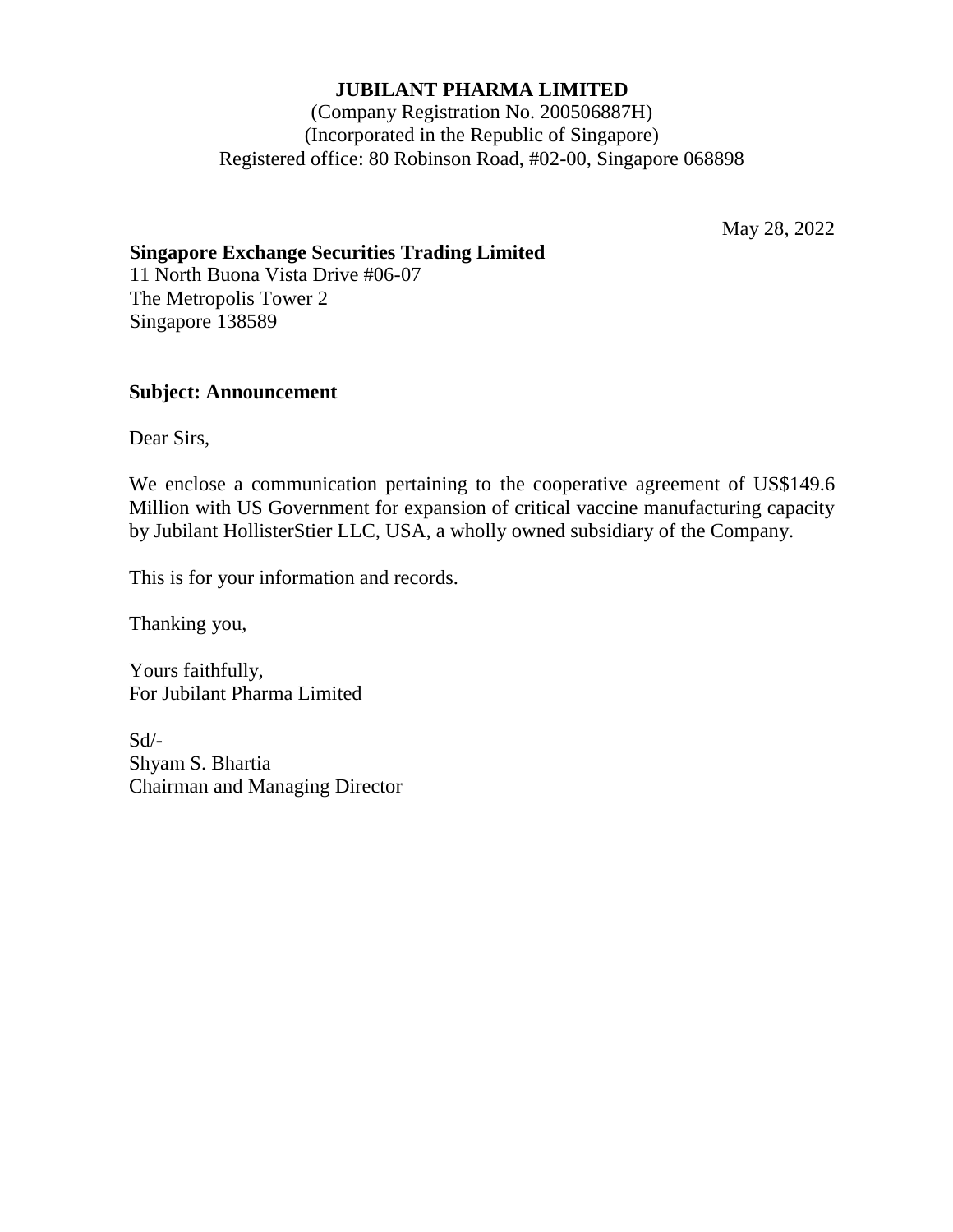**JUBILANT PHARMA LIMITED**

(Company Registration No. 200506887H)

(Incorporated in the Republic of Singapore)

Registered office: 80 Robinson Road, #02-00, Singapore 068898

May 28, 2022

**Singapore Exchange Securities Trading Limited**

11 North Buona Vista Drive #06-07

The Metropolis Tower 2

Singapore 138589

**Subject: Announcement**

Dear Sirs,

We enclose a communication pertaining to the cooperative agreement of US$149.6 Million with US Government for expansion of critical vaccine manufacturing capacity by Jubilant HollisterStier LLC, USA, a wholly owned subsidiary of the Company.

This is for your information and records.

Thanking you,

Yours faithfully,

For Jubilant Pharma Limited

Sd/-

Shyam S. Bhartia

Chairman and Managing Director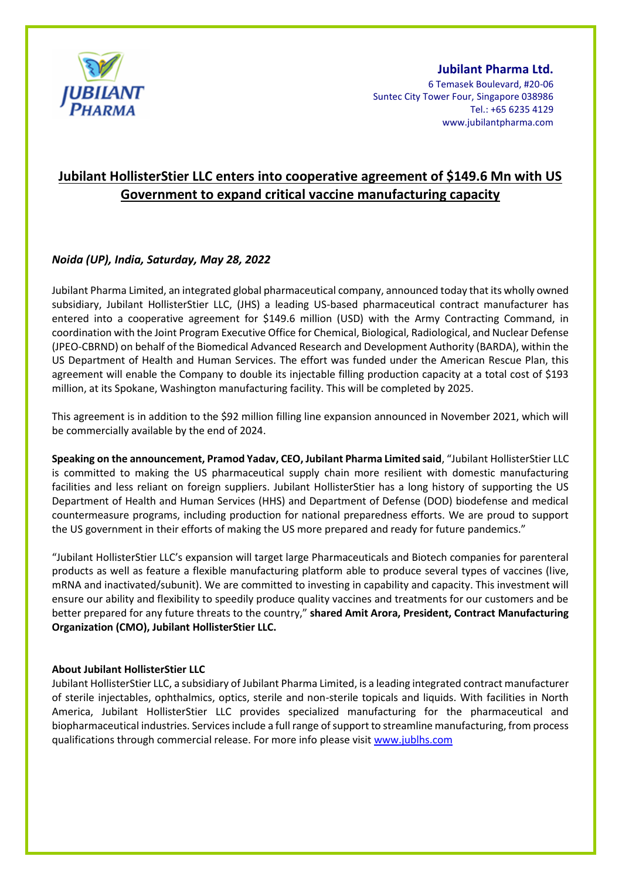**Jubilant Pharma Ltd.**
6 Temasek Boulevard, #20-06
Suntec City Tower Four, Singapore 038986
Tel.: +65 6235 4129
www.jubilantpharma.com

# Jubilant HollisterStier LLC enters into cooperative agreement of $149.6 Mn with US Government to expand critical vaccine manufacturing capacity

*Noida (UP), India, Saturday, May 28, 2022*

Jubilant Pharma Limited, an integrated global pharmaceutical company, announced today that its wholly owned subsidiary, Jubilant HollisterStier LLC, (JHS) a leading US-based pharmaceutical contract manufacturer has entered into a cooperative agreement for $149.6 million (USD) with the Army Contracting Command, in coordination with the Joint Program Executive Office for Chemical, Biological, Radiological, and Nuclear Defense (JPEO-CBRND) on behalf of the Biomedical Advanced Research and Development Authority (BARDA), within the US Department of Health and Human Services. The effort was funded under the American Rescue Plan, this agreement will enable the Company to double its injectable filling production capacity at a total cost of $193 million, at its Spokane, Washington manufacturing facility. This will be completed by 2025.

This agreement is in addition to the $92 million filling line expansion announced in November 2021, which will be commercially available by the end of 2024.

**Speaking on the announcement, Pramod Yadav, CEO, Jubilant Pharma Limited said**, "Jubilant HollisterStier LLC is committed to making the US pharmaceutical supply chain more resilient with domestic manufacturing facilities and less reliant on foreign suppliers. Jubilant HollisterStier has a long history of supporting the US Department of Health and Human Services (HHS) and Department of Defense (DOD) biodefense and medical countermeasure programs, including production for national preparedness efforts. We are proud to support the US government in their efforts of making the US more prepared and ready for future pandemics."

"Jubilant HollisterStier LLC's expansion will target large Pharmaceuticals and Biotech companies for parenteral products as well as feature a flexible manufacturing platform able to produce several types of vaccines (live, mRNA and inactivated/subunit). We are committed to investing in capability and capacity. This investment will ensure our ability and flexibility to speedily produce quality vaccines and treatments for our customers and be better prepared for any future threats to the country," **shared Amit Arora, President, Contract Manufacturing Organization (CMO), Jubilant HollisterStier LLC.**

### About Jubilant HollisterStier LLC

Jubilant HollisterStier LLC, a subsidiary of Jubilant Pharma Limited, is a leading integrated contract manufacturer of sterile injectables, ophthalmics, optics, sterile and non-sterile topicals and liquids. With facilities in North America, Jubilant HollisterStier LLC provides specialized manufacturing for the pharmaceutical and biopharmaceutical industries. Services include a full range of support to streamline manufacturing, from process qualifications through commercial release. For more info please visit www.jublhs.com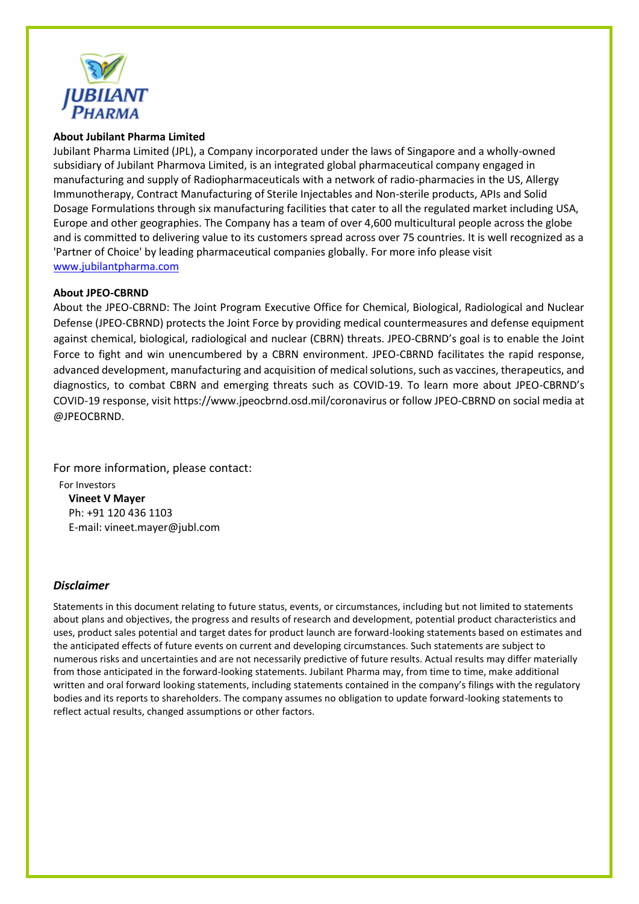**About Jubilant Pharma Limited**

Jubilant Pharma Limited (JPL), a Company incorporated under the laws of Singapore and a wholly-owned subsidiary of Jubilant Pharmova Limited, is an integrated global pharmaceutical company engaged in manufacturing and supply of Radiopharmaceuticals with a network of radio-pharmacies in the US, Allergy Immunotherapy, Contract Manufacturing of Sterile Injectables and Non-sterile products, APIs and Solid Dosage Formulations through six manufacturing facilities that cater to all the regulated market including USA, Europe and other geographies. The Company has a team of over 4,600 multicultural people across the globe and is committed to delivering value to its customers spread across over 75 countries. It is well recognized as a 'Partner of Choice' by leading pharmaceutical companies globally. For more info please visit www.jubilantpharma.com

**About JPEO-CBRND**

About the JPEO-CBRND: The Joint Program Executive Office for Chemical, Biological, Radiological and Nuclear Defense (JPEO-CBRND) protects the Joint Force by providing medical countermeasures and defense equipment against chemical, biological, radiological and nuclear (CBRN) threats. JPEO-CBRND's goal is to enable the Joint Force to fight and win unencumbered by a CBRN environment. JPEO-CBRND facilitates the rapid response, advanced development, manufacturing and acquisition of medical solutions, such as vaccines, therapeutics, and diagnostics, to combat CBRN and emerging threats such as COVID-19. To learn more about JPEO-CBRND's COVID-19 response, visit https://www.jpeocbrnd.osd.mil/coronavirus or follow JPEO-CBRND on social media at @JPEOCBRND.

For more information, please contact:

For Investors

**Vineet V Mayer**
Ph: +91 120 436 1103
E-mail: vineet.mayer@jubl.com

***Disclaimer***

Statements in this document relating to future status, events, or circumstances, including but not limited to statements about plans and objectives, the progress and results of research and development, potential product characteristics and uses, product sales potential and target dates for product launch are forward-looking statements based on estimates and the anticipated effects of future events on current and developing circumstances. Such statements are subject to numerous risks and uncertainties and are not necessarily predictive of future results. Actual results may differ materially from those anticipated in the forward-looking statements. Jubilant Pharma may, from time to time, make additional written and oral forward looking statements, including statements contained in the company's filings with the regulatory bodies and its reports to shareholders. The company assumes no obligation to update forward-looking statements to reflect actual results, changed assumptions or other factors.